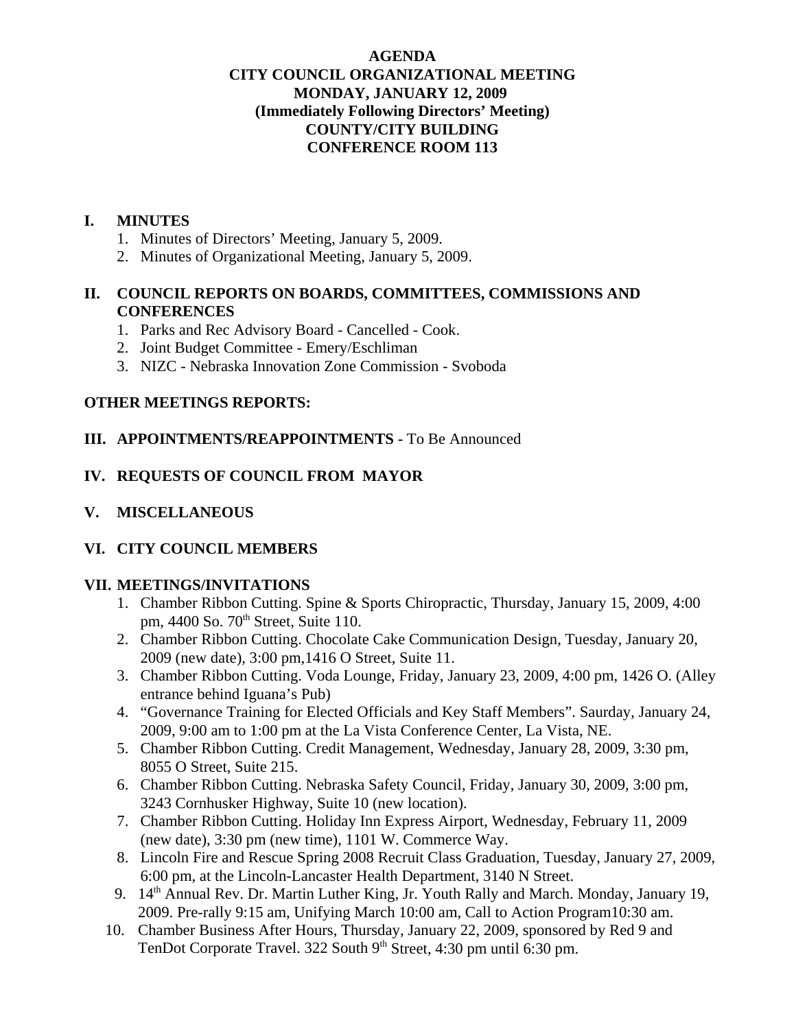**AGENDA**
**CITY COUNCIL ORGANIZATIONAL MEETING**
**MONDAY, JANUARY 12, 2009**
**(Immediately Following Directors' Meeting)**
**COUNTY/CITY BUILDING**
**CONFERENCE ROOM 113**

## I. MINUTES

1. Minutes of Directors' Meeting, January 5, 2009.
2. Minutes of Organizational Meeting, January 5, 2009.

## II. COUNCIL REPORTS ON BOARDS, COMMITTEES, COMMISSIONS AND CONFERENCES

1. Parks and Rec Advisory Board - Cancelled - Cook.
2. Joint Budget Committee - Emery/Eschliman
3. NIZC - Nebraska Innovation Zone Commission - Svoboda

**OTHER MEETINGS REPORTS:**

## III. APPOINTMENTS/REAPPOINTMENTS - To Be Announced

## IV. REQUESTS OF COUNCIL FROM MAYOR

## V. MISCELLANEOUS

## VI. CITY COUNCIL MEMBERS

## VII. MEETINGS/INVITATIONS

1. Chamber Ribbon Cutting. Spine & Sports Chiropractic, Thursday, January 15, 2009, 4:00 pm, 4400 So. 70th Street, Suite 110.
2. Chamber Ribbon Cutting. Chocolate Cake Communication Design, Tuesday, January 20, 2009 (new date), 3:00 pm,1416 O Street, Suite 11.
3. Chamber Ribbon Cutting. Voda Lounge, Friday, January 23, 2009, 4:00 pm, 1426 O. (Alley entrance behind Iguana's Pub)
4. "Governance Training for Elected Officials and Key Staff Members". Saurday, January 24, 2009, 9:00 am to 1:00 pm at the La Vista Conference Center, La Vista, NE.
5. Chamber Ribbon Cutting. Credit Management, Wednesday, January 28, 2009, 3:30 pm, 8055 O Street, Suite 215.
6. Chamber Ribbon Cutting. Nebraska Safety Council, Friday, January 30, 2009, 3:00 pm, 3243 Cornhusker Highway, Suite 10 (new location).
7. Chamber Ribbon Cutting. Holiday Inn Express Airport, Wednesday, February 11, 2009 (new date), 3:30 pm (new time), 1101 W. Commerce Way.
8. Lincoln Fire and Rescue Spring 2008 Recruit Class Graduation, Tuesday, January 27, 2009, 6:00 pm, at the Lincoln-Lancaster Health Department, 3140 N Street.
9. 14th Annual Rev. Dr. Martin Luther King, Jr. Youth Rally and March. Monday, January 19, 2009. Pre-rally 9:15 am, Unifying March 10:00 am, Call to Action Program10:30 am.
10. Chamber Business After Hours, Thursday, January 22, 2009, sponsored by Red 9 and TenDot Corporate Travel. 322 South 9th Street, 4:30 pm until 6:30 pm.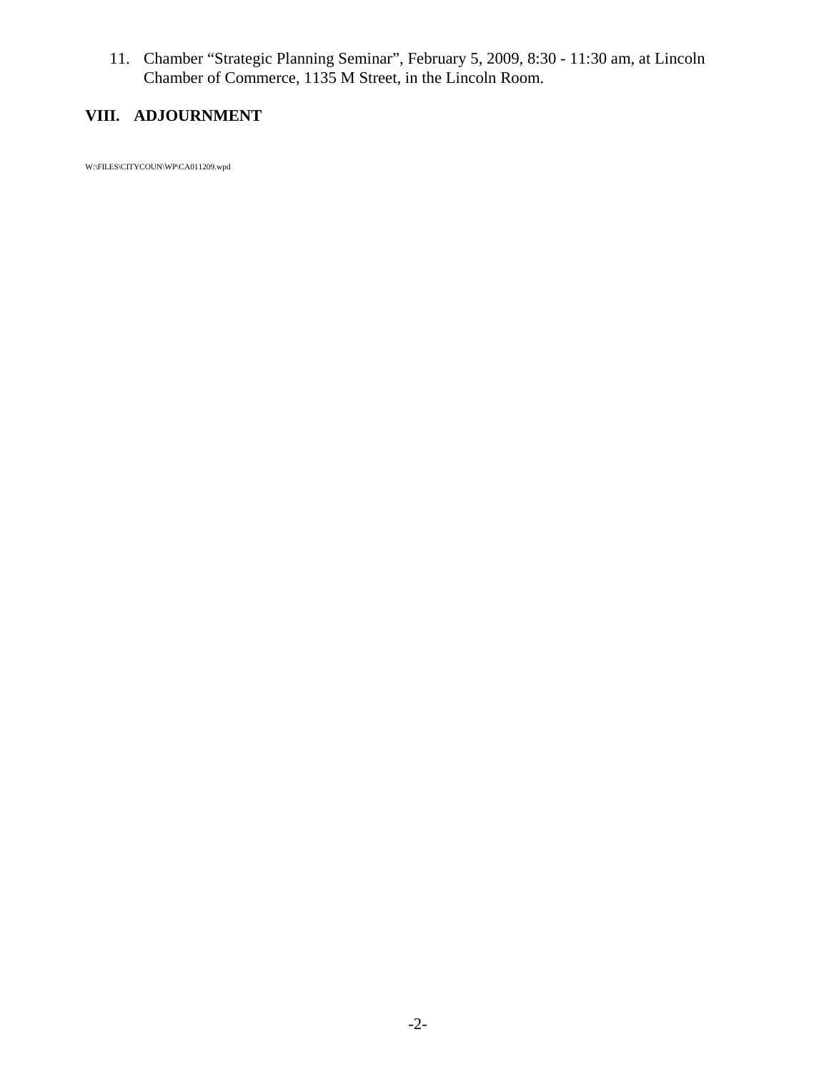11. Chamber "Strategic Planning Seminar", February 5, 2009, 8:30 - 11:30 am, at Lincoln Chamber of Commerce, 1135 M Street, in the Lincoln Room.

## VIII. ADJOURNMENT

W:\FILES\CITYCOUN\WP\CA011209.wpd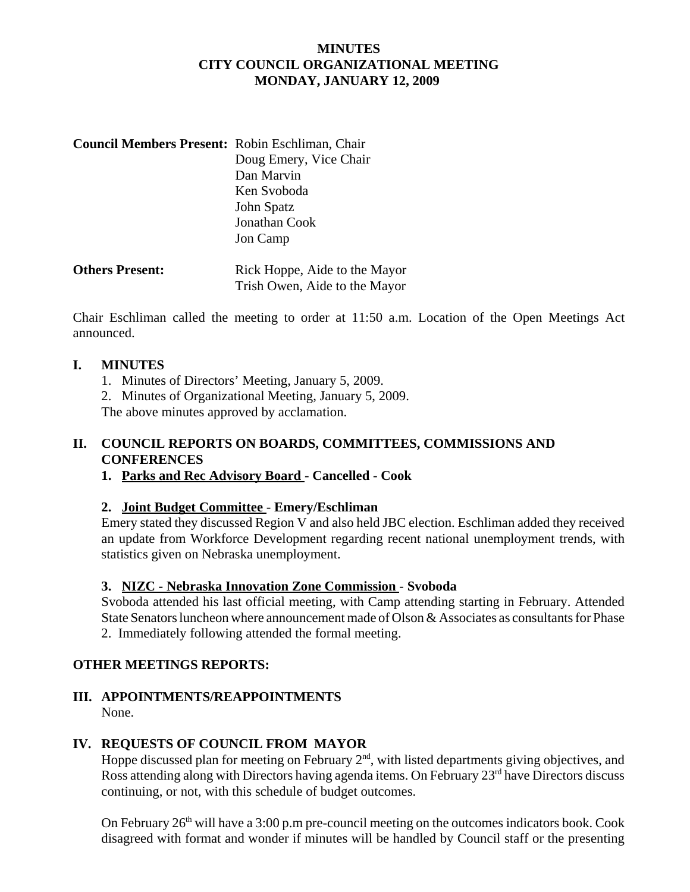# MINUTES
# CITY COUNCIL ORGANIZATIONAL MEETING
# MONDAY, JANUARY 12, 2009

**Council Members Present:** Robin Eschliman, Chair
Doug Emery, Vice Chair
Dan Marvin
Ken Svoboda
John Spatz
Jonathan Cook
Jon Camp

**Others Present:** Rick Hoppe, Aide to the Mayor
Trish Owen, Aide to the Mayor

Chair Eschliman called the meeting to order at 11:50 a.m. Location of the Open Meetings Act announced.

## I. MINUTES

1. Minutes of Directors' Meeting, January 5, 2009.
2. Minutes of Organizational Meeting, January 5, 2009.

The above minutes approved by acclamation.

## II. COUNCIL REPORTS ON BOARDS, COMMITTEES, COMMISSIONS AND CONFERENCES

**1. Parks and Rec Advisory Board - Cancelled - Cook**

**2. Joint Budget Committee - Emery/Eschliman**

Emery stated they discussed Region V and also held JBC election. Eschliman added they received an update from Workforce Development regarding recent national unemployment trends, with statistics given on Nebraska unemployment.

**3. NIZC - Nebraska Innovation Zone Commission - Svoboda**

Svoboda attended his last official meeting, with Camp attending starting in February. Attended State Senators luncheon where announcement made of Olson & Associates as consultants for Phase 2. Immediately following attended the formal meeting.

## OTHER MEETINGS REPORTS:

## III. APPOINTMENTS/REAPPOINTMENTS

None.

## IV. REQUESTS OF COUNCIL FROM MAYOR

Hoppe discussed plan for meeting on February 2nd, with listed departments giving objectives, and Ross attending along with Directors having agenda items. On February 23rd have Directors discuss continuing, or not, with this schedule of budget outcomes.

On February 26th will have a 3:00 p.m pre-council meeting on the outcomes indicators book. Cook disagreed with format and wonder if minutes will be handled by Council staff or the presenting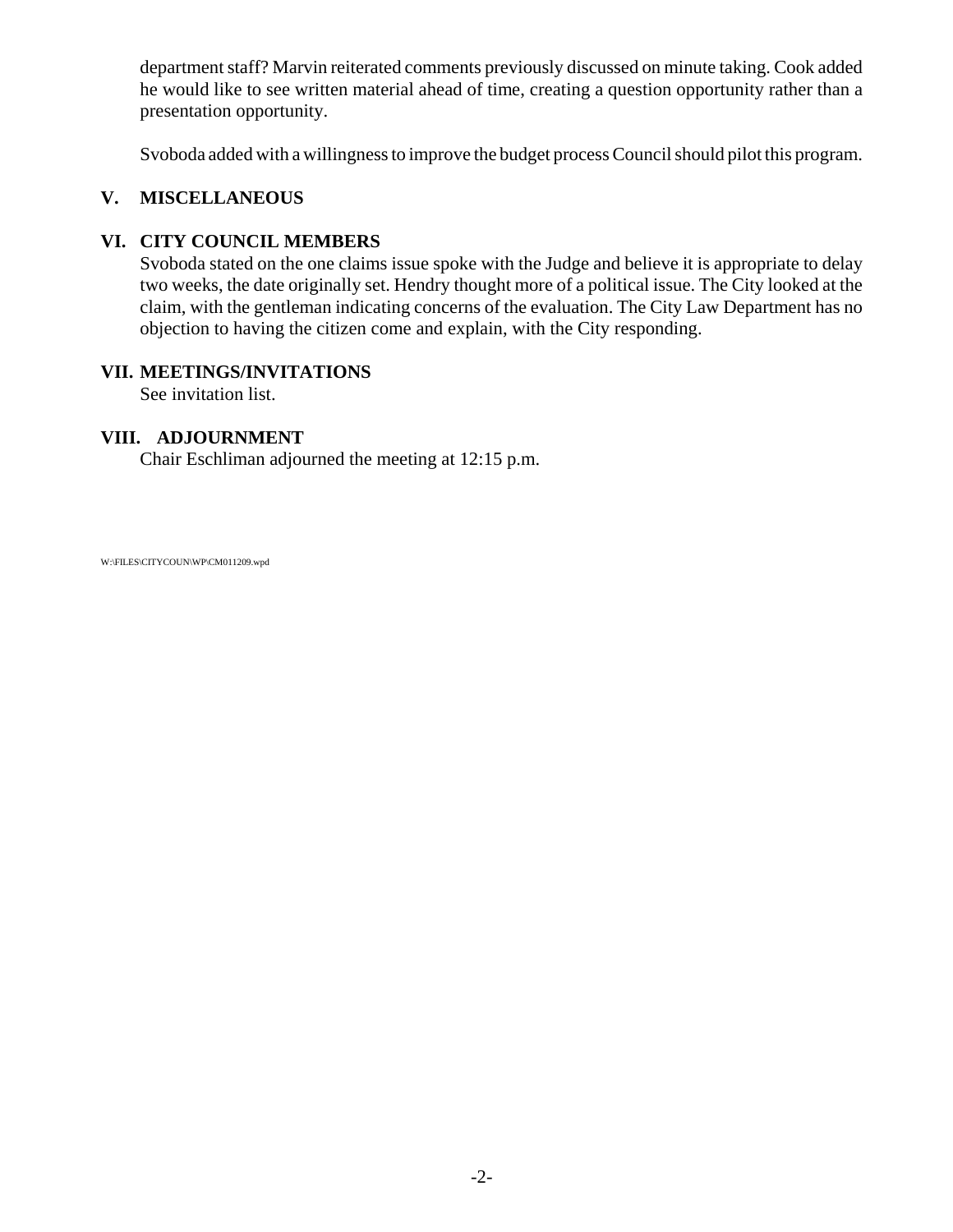department staff? Marvin reiterated comments previously discussed on minute taking. Cook added he would like to see written material ahead of time, creating a question opportunity rather than a presentation opportunity.

Svoboda added with a willingness to improve the budget process Council should pilot this program.

## V. MISCELLANEOUS

## VI. CITY COUNCIL MEMBERS

Svoboda stated on the one claims issue spoke with the Judge and believe it is appropriate to delay two weeks, the date originally set. Hendry thought more of a political issue. The City looked at the claim, with the gentleman indicating concerns of the evaluation. The City Law Department has no objection to having the citizen come and explain, with the City responding.

## VII. MEETINGS/INVITATIONS

See invitation list.

## VIII. ADJOURNMENT

Chair Eschliman adjourned the meeting at 12:15 p.m.

W:\FILES\CITYCOUN\WP\CM011209.wpd